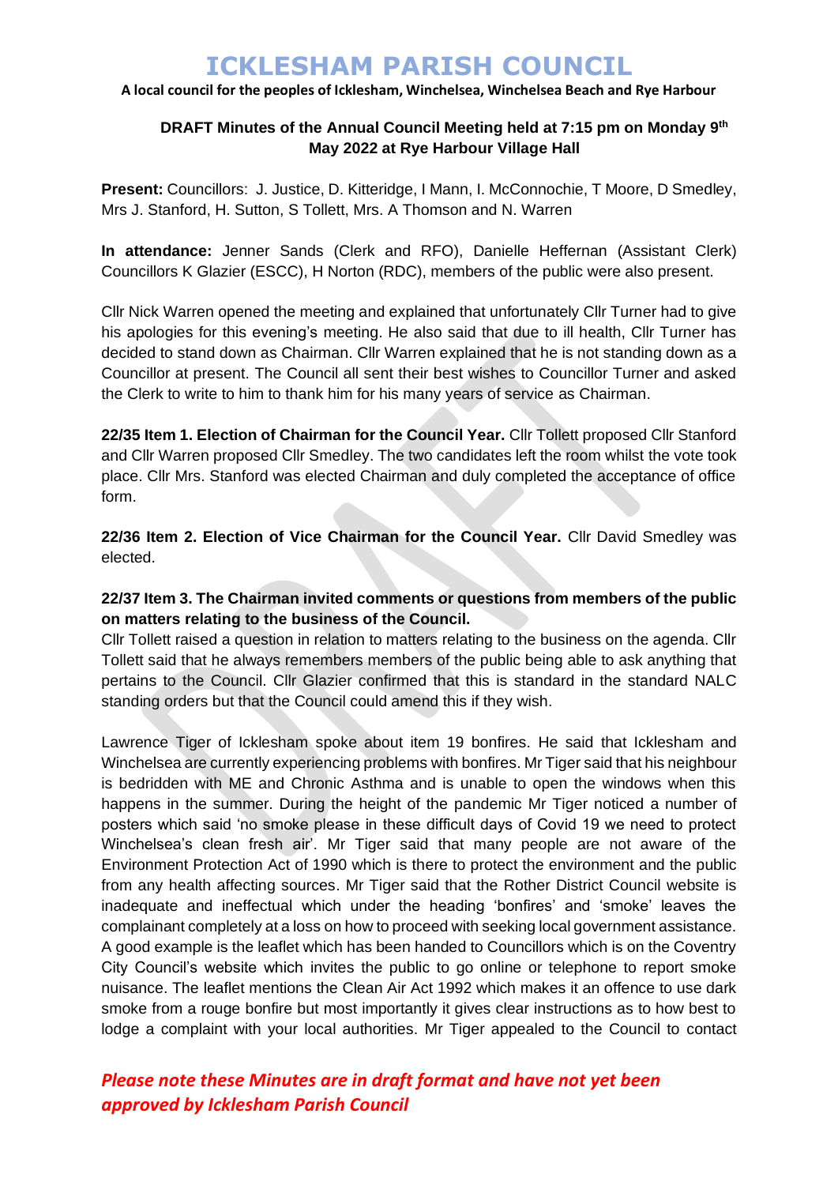# ICKLESHAM PARISH COUNCIL

**A local council for the peoples of Icklesham, Winchelsea, Winchelsea Beach and Rye Harbour**

## DRAFT Minutes of the Annual Council Meeting held at 7:15 pm on Monday 9th May 2022 at Rye Harbour Village Hall

**Present:** Councillors: J. Justice, D. Kitteridge, I Mann, I. McConnochie, T Moore, D Smedley, Mrs J. Stanford, H. Sutton, S Tollett, Mrs. A Thomson and N. Warren

**In attendance:** Jenner Sands (Clerk and RFO), Danielle Heffernan (Assistant Clerk) Councillors K Glazier (ESCC), H Norton (RDC), members of the public were also present.

Cllr Nick Warren opened the meeting and explained that unfortunately Cllr Turner had to give his apologies for this evening's meeting. He also said that due to ill health, Cllr Turner has decided to stand down as Chairman. Cllr Warren explained that he is not standing down as a Councillor at present. The Council all sent their best wishes to Councillor Turner and asked the Clerk to write to him to thank him for his many years of service as Chairman.

**22/35 Item 1. Election of Chairman for the Council Year.** Cllr Tollett proposed Cllr Stanford and Cllr Warren proposed Cllr Smedley. The two candidates left the room whilst the vote took place. Cllr Mrs. Stanford was elected Chairman and duly completed the acceptance of office form.

**22/36 Item 2. Election of Vice Chairman for the Council Year.** Cllr David Smedley was elected.

**22/37 Item 3. The Chairman invited comments or questions from members of the public on matters relating to the business of the Council.**
Cllr Tollett raised a question in relation to matters relating to the business on the agenda. Cllr Tollett said that he always remembers members of the public being able to ask anything that pertains to the Council. Cllr Glazier confirmed that this is standard in the standard NALC standing orders but that the Council could amend this if they wish.

Lawrence Tiger of Icklesham spoke about item 19 bonfires. He said that Icklesham and Winchelsea are currently experiencing problems with bonfires. Mr Tiger said that his neighbour is bedridden with ME and Chronic Asthma and is unable to open the windows when this happens in the summer. During the height of the pandemic Mr Tiger noticed a number of posters which said 'no smoke please in these difficult days of Covid 19 we need to protect Winchelsea's clean fresh air'. Mr Tiger said that many people are not aware of the Environment Protection Act of 1990 which is there to protect the environment and the public from any health affecting sources. Mr Tiger said that the Rother District Council website is inadequate and ineffectual which under the heading 'bonfires' and 'smoke' leaves the complainant completely at a loss on how to proceed with seeking local government assistance. A good example is the leaflet which has been handed to Councillors which is on the Coventry City Council's website which invites the public to go online or telephone to report smoke nuisance. The leaflet mentions the Clean Air Act 1992 which makes it an offence to use dark smoke from a rouge bonfire but most importantly it gives clear instructions as to how best to lodge a complaint with your local authorities. Mr Tiger appealed to the Council to contact

*Please note these Minutes are in draft format and have not yet been approved by Icklesham Parish Council*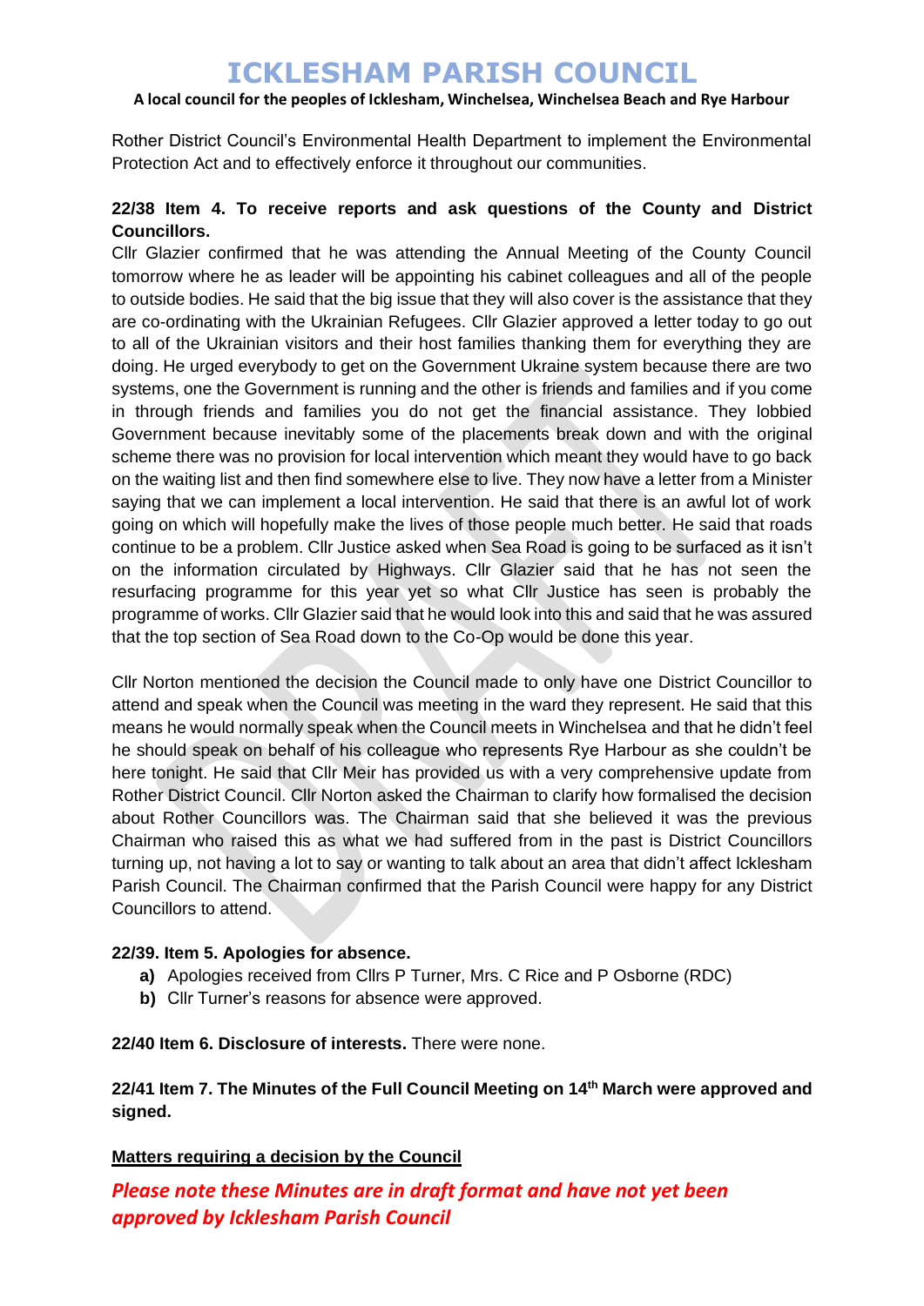Rother District Council's Environmental Health Department to implement the Environmental Protection Act and to effectively enforce it throughout our communities.

**22/38 Item 4. To receive reports and ask questions of the County and District Councillors.**

Cllr Glazier confirmed that he was attending the Annual Meeting of the County Council tomorrow where he as leader will be appointing his cabinet colleagues and all of the people to outside bodies. He said that the big issue that they will also cover is the assistance that they are co-ordinating with the Ukrainian Refugees. Cllr Glazier approved a letter today to go out to all of the Ukrainian visitors and their host families thanking them for everything they are doing. He urged everybody to get on the Government Ukraine system because there are two systems, one the Government is running and the other is friends and families and if you come in through friends and families you do not get the financial assistance. They lobbied Government because inevitably some of the placements break down and with the original scheme there was no provision for local intervention which meant they would have to go back on the waiting list and then find somewhere else to live. They now have a letter from a Minister saying that we can implement a local intervention. He said that there is an awful lot of work going on which will hopefully make the lives of those people much better. He said that roads continue to be a problem. Cllr Justice asked when Sea Road is going to be surfaced as it isn't on the information circulated by Highways. Cllr Glazier said that he has not seen the resurfacing programme for this year yet so what Cllr Justice has seen is probably the programme of works. Cllr Glazier said that he would look into this and said that he was assured that the top section of Sea Road down to the Co-Op would be done this year.

Cllr Norton mentioned the decision the Council made to only have one District Councillor to attend and speak when the Council was meeting in the ward they represent. He said that this means he would normally speak when the Council meets in Winchelsea and that he didn't feel he should speak on behalf of his colleague who represents Rye Harbour as she couldn't be here tonight. He said that Cllr Meir has provided us with a very comprehensive update from Rother District Council. Cllr Norton asked the Chairman to clarify how formalised the decision about Rother Councillors was. The Chairman said that she believed it was the previous Chairman who raised this as what we had suffered from in the past is District Councillors turning up, not having a lot to say or wanting to talk about an area that didn't affect Icklesham Parish Council. The Chairman confirmed that the Parish Council were happy for any District Councillors to attend.

**22/39. Item 5. Apologies for absence.**

- **a)** Apologies received from Cllrs P Turner, Mrs. C Rice and P Osborne (RDC)
- **b)** Cllr Turner's reasons for absence were approved.

**22/40 Item 6. Disclosure of interests.** There were none.

**22/41 Item 7. The Minutes of the Full Council Meeting on 14th March were approved and signed.**

__**Matters requiring a decision by the Council**__

***Please note these Minutes are in draft format and have not yet been approved by Icklesham Parish Council***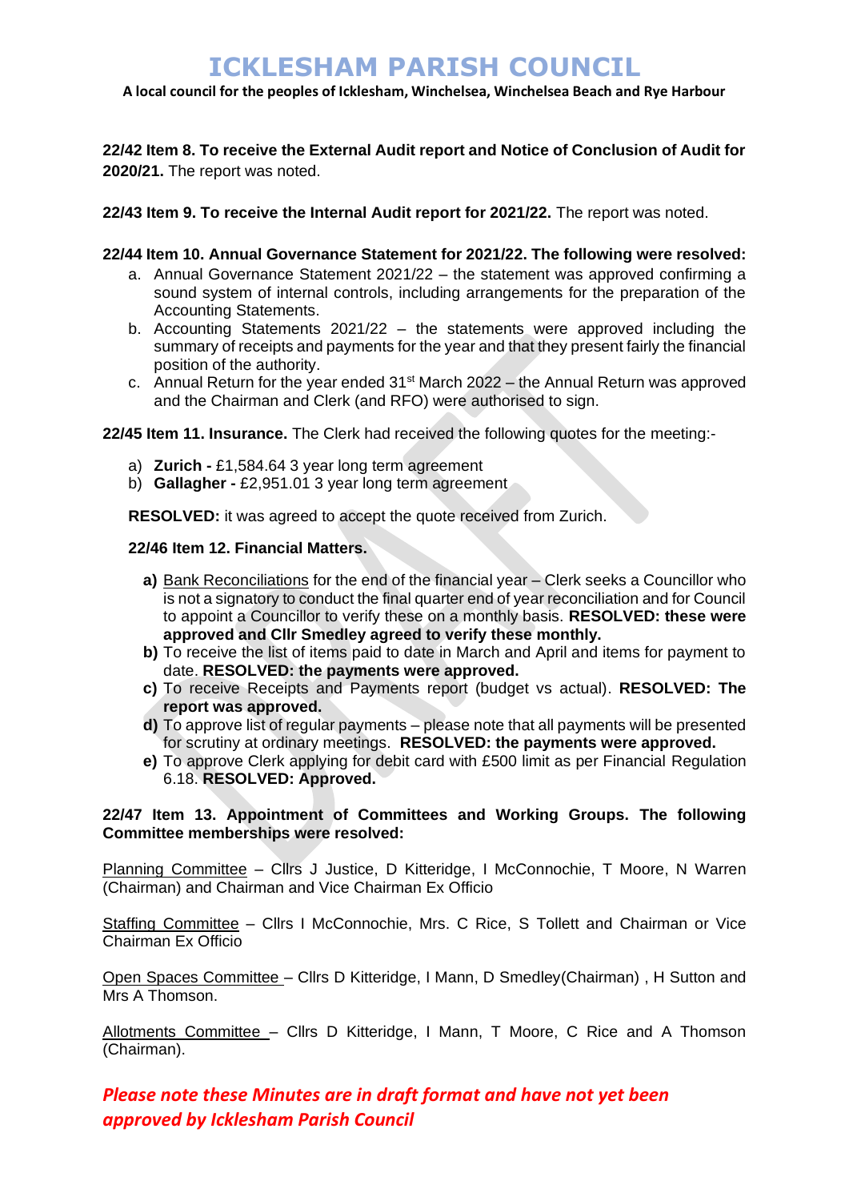**22/42 Item 8. To receive the External Audit report and Notice of Conclusion of Audit for 2020/21.** The report was noted.

**22/43 Item 9. To receive the Internal Audit report for 2021/22.** The report was noted.

**22/44 Item 10. Annual Governance Statement for 2021/22. The following were resolved:**

a. Annual Governance Statement 2021/22 – the statement was approved confirming a sound system of internal controls, including arrangements for the preparation of the Accounting Statements.
b. Accounting Statements 2021/22 – the statements were approved including the summary of receipts and payments for the year and that they present fairly the financial position of the authority.
c. Annual Return for the year ended 31st March 2022 – the Annual Return was approved and the Chairman and Clerk (and RFO) were authorised to sign.

**22/45 Item 11. Insurance.** The Clerk had received the following quotes for the meeting:-

a) **Zurich -** £1,584.64 3 year long term agreement
b) **Gallagher -** £2,951.01 3 year long term agreement

**RESOLVED:** it was agreed to accept the quote received from Zurich.

**22/46 Item 12. Financial Matters.**

**a)** Bank Reconciliations for the end of the financial year – Clerk seeks a Councillor who is not a signatory to conduct the final quarter end of year reconciliation and for Council to appoint a Councillor to verify these on a monthly basis. **RESOLVED: these were approved and Cllr Smedley agreed to verify these monthly.**
**b)** To receive the list of items paid to date in March and April and items for payment to date. **RESOLVED: the payments were approved.**
**c)** To receive Receipts and Payments report (budget vs actual). **RESOLVED: The report was approved.**
**d)** To approve list of regular payments – please note that all payments will be presented for scrutiny at ordinary meetings. **RESOLVED: the payments were approved.**
**e)** To approve Clerk applying for debit card with £500 limit as per Financial Regulation 6.18. **RESOLVED: Approved.**

**22/47 Item 13. Appointment of Committees and Working Groups. The following Committee memberships were resolved:**

Planning Committee – Cllrs J Justice, D Kitteridge, I McConnochie, T Moore, N Warren (Chairman) and Chairman and Vice Chairman Ex Officio

Staffing Committee – Cllrs I McConnochie, Mrs. C Rice, S Tollett and Chairman or Vice Chairman Ex Officio

Open Spaces Committee – Cllrs D Kitteridge, I Mann, D Smedley(Chairman) , H Sutton and Mrs A Thomson.

Allotments Committee – Cllrs D Kitteridge, I Mann, T Moore, C Rice and A Thomson (Chairman).

***Please note these Minutes are in draft format and have not yet been approved by Icklesham Parish Council***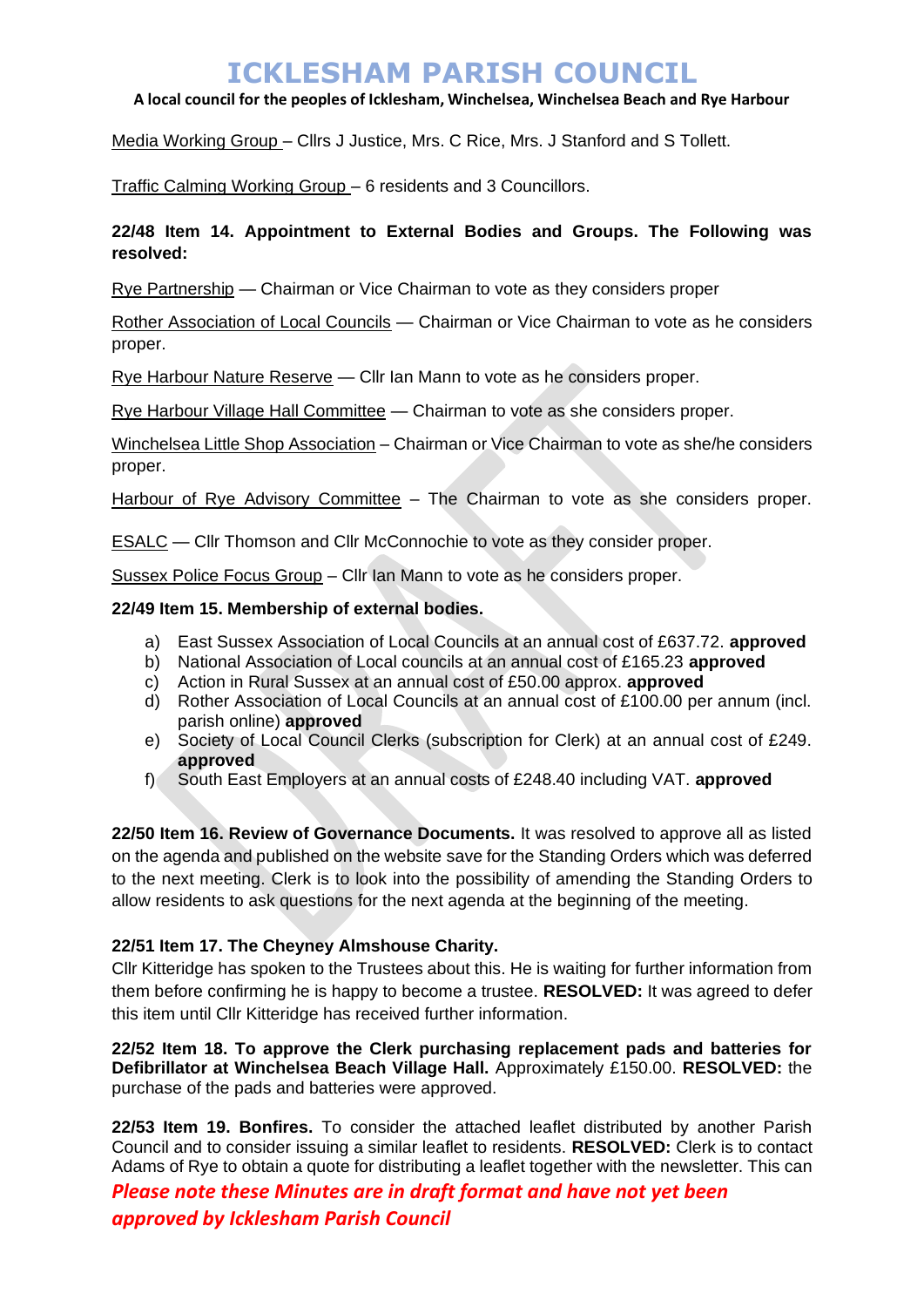Media Working Group – Cllrs J Justice, Mrs. C Rice, Mrs. J Stanford and S Tollett.

Traffic Calming Working Group – 6 residents and 3 Councillors.

**22/48 Item 14. Appointment to External Bodies and Groups. The Following was resolved:**

Rye Partnership — Chairman or Vice Chairman to vote as they considers proper

Rother Association of Local Councils — Chairman or Vice Chairman to vote as he considers proper.

Rye Harbour Nature Reserve — Cllr Ian Mann to vote as he considers proper.

Rye Harbour Village Hall Committee — Chairman to vote as she considers proper.

Winchelsea Little Shop Association – Chairman or Vice Chairman to vote as she/he considers proper.

Harbour of Rye Advisory Committee – The Chairman to vote as she considers proper.

ESALC — Cllr Thomson and Cllr McConnochie to vote as they consider proper.

Sussex Police Focus Group – Cllr Ian Mann to vote as he considers proper.

**22/49 Item 15. Membership of external bodies.**

a) East Sussex Association of Local Councils at an annual cost of £637.72. **approved**
b) National Association of Local councils at an annual cost of £165.23 **approved**
c) Action in Rural Sussex at an annual cost of £50.00 approx. **approved**
d) Rother Association of Local Councils at an annual cost of £100.00 per annum (incl. parish online) **approved**
e) Society of Local Council Clerks (subscription for Clerk) at an annual cost of £249. **approved**
f) South East Employers at an annual costs of £248.40 including VAT. **approved**

**22/50 Item 16. Review of Governance Documents.** It was resolved to approve all as listed on the agenda and published on the website save for the Standing Orders which was deferred to the next meeting. Clerk is to look into the possibility of amending the Standing Orders to allow residents to ask questions for the next agenda at the beginning of the meeting.

**22/51 Item 17. The Cheyney Almshouse Charity.**
Cllr Kitteridge has spoken to the Trustees about this. He is waiting for further information from them before confirming he is happy to become a trustee. **RESOLVED:** It was agreed to defer this item until Cllr Kitteridge has received further information.

**22/52 Item 18. To approve the Clerk purchasing replacement pads and batteries for Defibrillator at Winchelsea Beach Village Hall.** Approximately £150.00. **RESOLVED:** the purchase of the pads and batteries were approved.

**22/53 Item 19. Bonfires.** To consider the attached leaflet distributed by another Parish Council and to consider issuing a similar leaflet to residents. **RESOLVED:** Clerk is to contact Adams of Rye to obtain a quote for distributing a leaflet together with the newsletter. This can

***Please note these Minutes are in draft format and have not yet been approved by Icklesham Parish Council***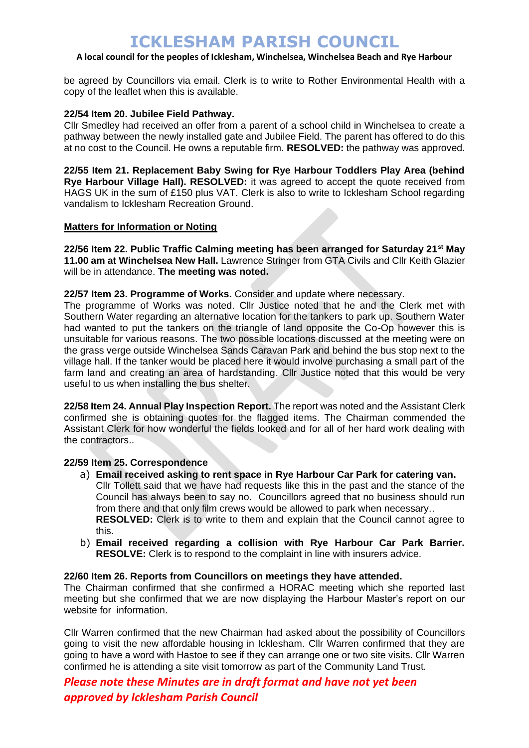be agreed by Councillors via email. Clerk is to write to Rother Environmental Health with a copy of the leaflet when this is available.

**22/54 Item 20. Jubilee Field Pathway.**
Cllr Smedley had received an offer from a parent of a school child in Winchelsea to create a pathway between the newly installed gate and Jubilee Field. The parent has offered to do this at no cost to the Council. He owns a reputable firm. **RESOLVED:** the pathway was approved.

**22/55 Item 21. Replacement Baby Swing for Rye Harbour Toddlers Play Area (behind Rye Harbour Village Hall). RESOLVED:** it was agreed to accept the quote received from HAGS UK in the sum of £150 plus VAT. Clerk is also to write to Icklesham School regarding vandalism to Icklesham Recreation Ground.

**Matters for Information or Noting**

**22/56 Item 22. Public Traffic Calming meeting has been arranged for Saturday 21st May 11.00 am at Winchelsea New Hall.** Lawrence Stringer from GTA Civils and Cllr Keith Glazier will be in attendance. **The meeting was noted.**

**22/57 Item 23. Programme of Works.** Consider and update where necessary.
The programme of Works was noted. Cllr Justice noted that he and the Clerk met with Southern Water regarding an alternative location for the tankers to park up. Southern Water had wanted to put the tankers on the triangle of land opposite the Co-Op however this is unsuitable for various reasons. The two possible locations discussed at the meeting were on the grass verge outside Winchelsea Sands Caravan Park and behind the bus stop next to the village hall. If the tanker would be placed here it would involve purchasing a small part of the farm land and creating an area of hardstanding. Cllr Justice noted that this would be very useful to us when installing the bus shelter.

**22/58 Item 24. Annual Play Inspection Report.** The report was noted and the Assistant Clerk confirmed she is obtaining quotes for the flagged items. The Chairman commended the Assistant Clerk for how wonderful the fields looked and for all of her hard work dealing with the contractors..

**22/59 Item 25. Correspondence**

a) **Email received asking to rent space in Rye Harbour Car Park for catering van.** Cllr Tollett said that we have had requests like this in the past and the stance of the Council has always been to say no. Councillors agreed that no business should run from there and that only film crews would be allowed to park when necessary.. **RESOLVED:** Clerk is to write to them and explain that the Council cannot agree to this.
b) **Email received regarding a collision with Rye Harbour Car Park Barrier. RESOLVE:** Clerk is to respond to the complaint in line with insurers advice.

**22/60 Item 26. Reports from Councillors on meetings they have attended.**
The Chairman confirmed that she confirmed a HORAC meeting which she reported last meeting but she confirmed that we are now displaying the Harbour Master's report on our website for information.

Cllr Warren confirmed that the new Chairman had asked about the possibility of Councillors going to visit the new affordable housing in Icklesham. Cllr Warren confirmed that they are going to have a word with Hastoe to see if they can arrange one or two site visits. Cllr Warren confirmed he is attending a site visit tomorrow as part of the Community Land Trust.

***Please note these Minutes are in draft format and have not yet been approved by Icklesham Parish Council***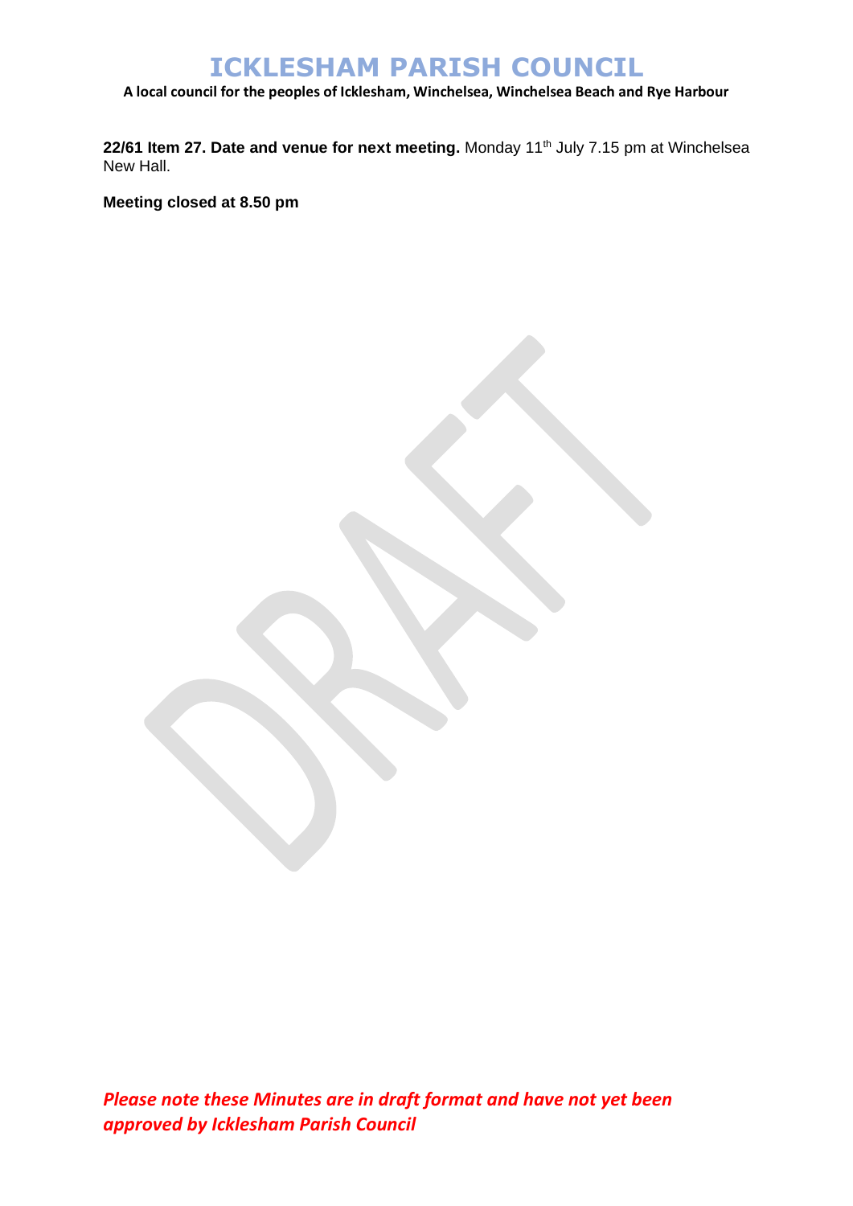**22/61 Item 27. Date and venue for next meeting.** Monday 11th July 7.15 pm at Winchelsea New Hall.

**Meeting closed at 8.50 pm**

***Please note these Minutes are in draft format and have not yet been approved by Icklesham Parish Council***